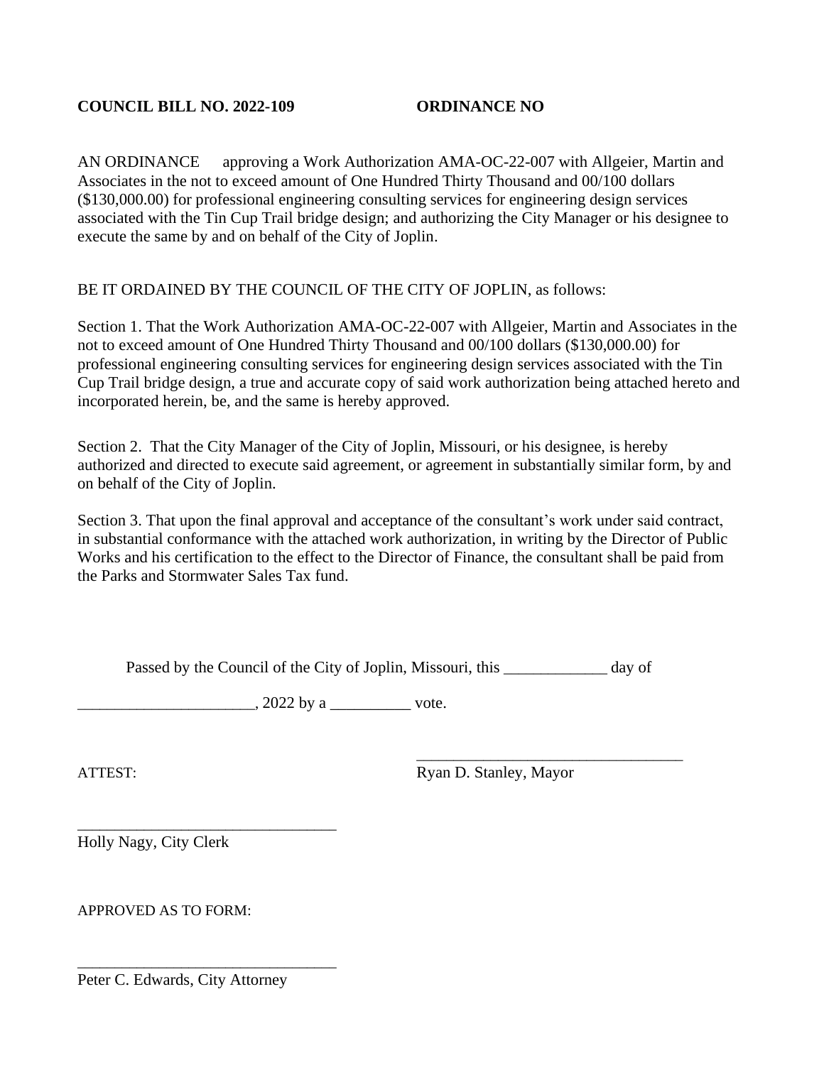**COUNCIL BILL NO. 2022-109 ORDINANCE NO**

AN ORDINANCE approving a Work Authorization AMA-OC-22-007 with Allgeier, Martin and Associates in the not to exceed amount of One Hundred Thirty Thousand and 00/100 dollars ($130,000.00) for professional engineering consulting services for engineering design services associated with the Tin Cup Trail bridge design; and authorizing the City Manager or his designee to execute the same by and on behalf of the City of Joplin.

BE IT ORDAINED BY THE COUNCIL OF THE CITY OF JOPLIN, as follows:

Section 1. That the Work Authorization AMA-OC-22-007 with Allgeier, Martin and Associates in the not to exceed amount of One Hundred Thirty Thousand and 00/100 dollars ($130,000.00) for professional engineering consulting services for engineering design services associated with the Tin Cup Trail bridge design, a true and accurate copy of said work authorization being attached hereto and incorporated herein, be, and the same is hereby approved.

Section 2. That the City Manager of the City of Joplin, Missouri, or his designee, is hereby authorized and directed to execute said agreement, or agreement in substantially similar form, by and on behalf of the City of Joplin.

Section 3. That upon the final approval and acceptance of the consultant's work under said contract, in substantial conformance with the attached work authorization, in writing by the Director of Public Works and his certification to the effect to the Director of Finance, the consultant shall be paid from the Parks and Stormwater Sales Tax fund.

Passed by the Council of the City of Joplin, Missouri, this _____________ day of

______________________, 2022 by a __________ vote.

__________________________________
Ryan D. Stanley, Mayor

ATTEST:

__________________________________
Holly Nagy, City Clerk

APPROVED AS TO FORM:

__________________________________
Peter C. Edwards, City Attorney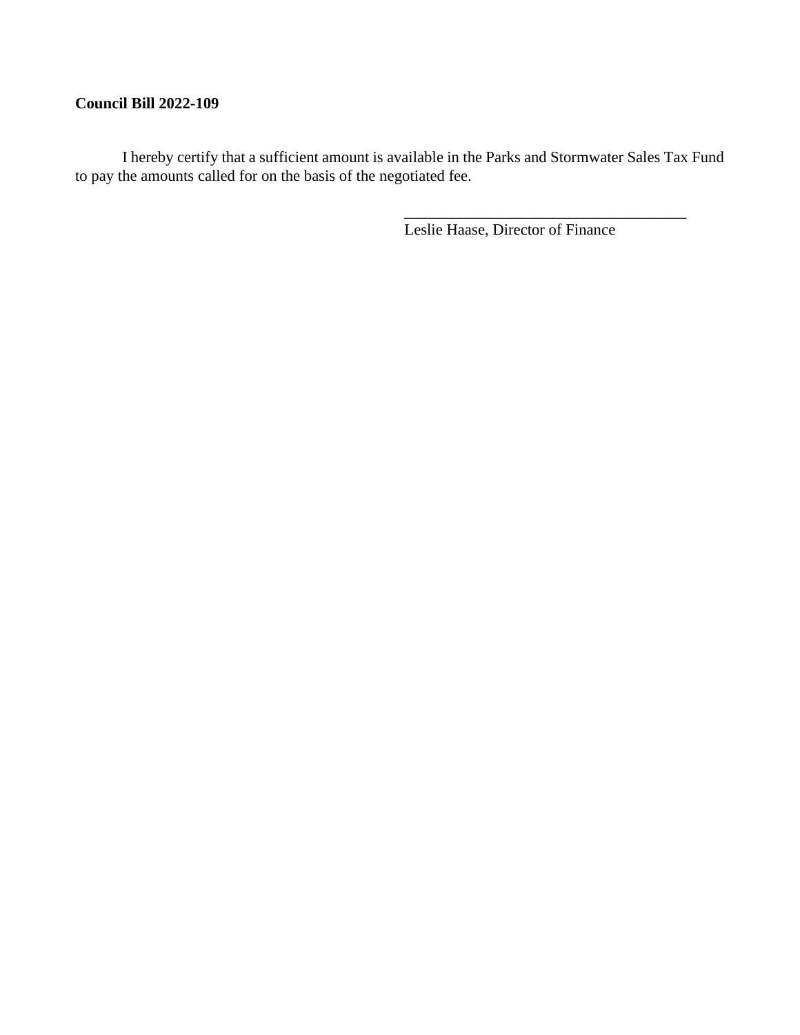**Council Bill 2022-109**

I hereby certify that a sufficient amount is available in the Parks and Stormwater Sales Tax Fund to pay the amounts called for on the basis of the negotiated fee.

\_\_\_\_\_\_\_\_\_\_\_\_\_\_\_\_\_\_\_\_\_\_\_\_\_\_\_\_\_\_\_\_\_\_\_\_\_\_

Leslie Haase, Director of Finance